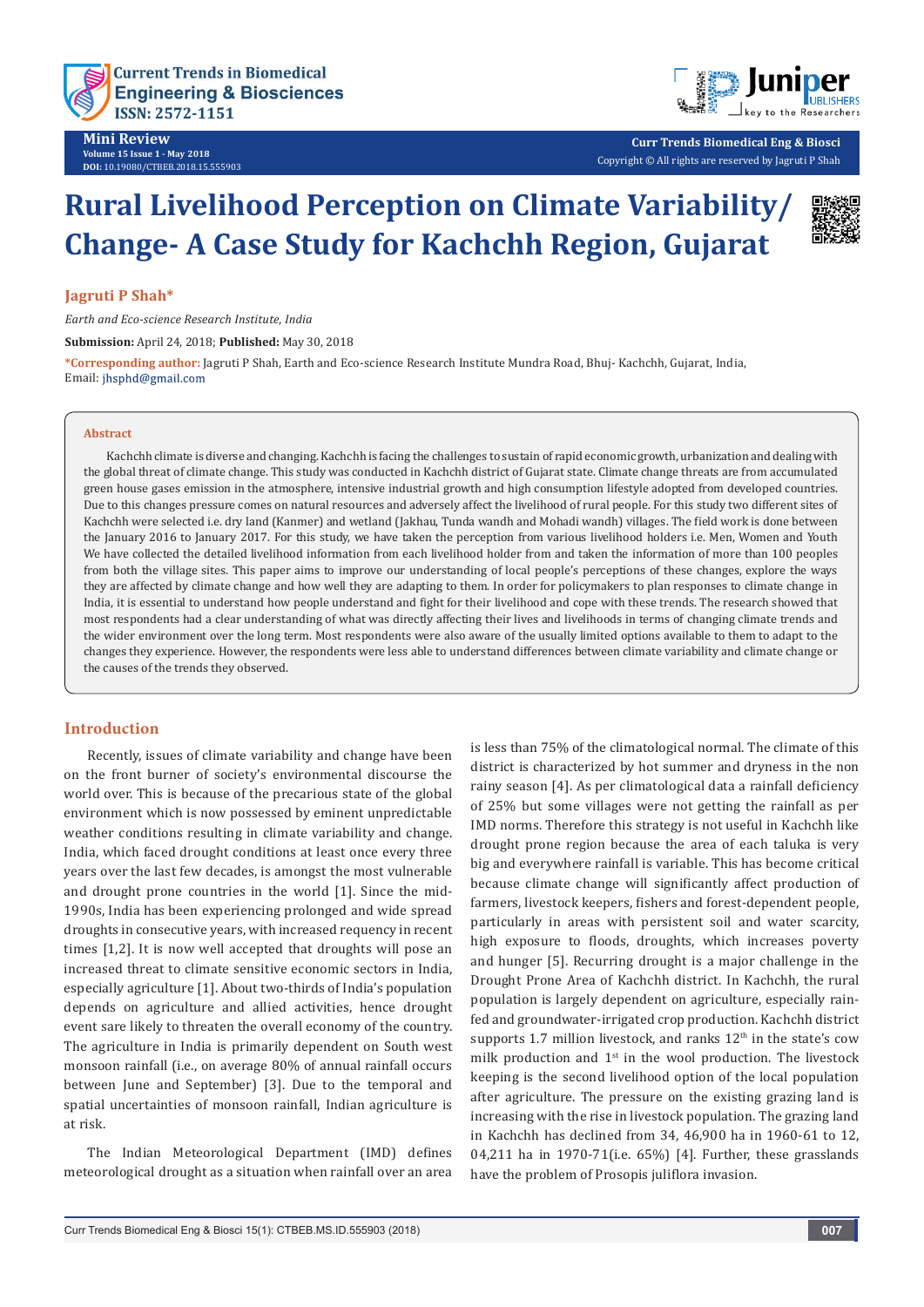Mini Review

Volume 15 Issue 1 - May 2018

DOI: 10.19080/CTBEB.2018.15.555903

Copyright © All rights are reserved by Jagruti P Shah

# Rural Livelihood Perception on Climate Variability/ Change- A Case Study for Kachchh Region, Gujarat

**Jagruti P Shah***

*Earth and Eco-science Research Institute, India*

**Submission:** April 24, 2018; **Published:** May 30, 2018

***Corresponding author:** Jagruti P Shah, Earth and Eco-science Research Institute Mundra Road, Bhuj- Kachchh, Gujarat, India, Email: jhsphd@gmail.com

## Abstract

Kachchh climate is diverse and changing. Kachchh is facing the challenges to sustain of rapid economic growth, urbanization and dealing with the global threat of climate change. This study was conducted in Kachchh district of Gujarat state. Climate change threats are from accumulated green house gases emission in the atmosphere, intensive industrial growth and high consumption lifestyle adopted from developed countries. Due to this changes pressure comes on natural resources and adversely affect the livelihood of rural people. For this study two different sites of Kachchh were selected i.e. dry land (Kanmer) and wetland (Jakhau, Tunda wandh and Mohadi wandh) villages. The field work is done between the January 2016 to January 2017. For this study, we have taken the perception from various livelihood holders i.e. Men, Women and Youth We have collected the detailed livelihood information from each livelihood holder from and taken the information of more than 100 peoples from both the village sites. This paper aims to improve our understanding of local people's perceptions of these changes, explore the ways they are affected by climate change and how well they are adapting to them. In order for policymakers to plan responses to climate change in India, it is essential to understand how people understand and fight for their livelihood and cope with these trends. The research showed that most respondents had a clear understanding of what was directly affecting their lives and livelihoods in terms of changing climate trends and the wider environment over the long term. Most respondents were also aware of the usually limited options available to them to adapt to the changes they experience. However, the respondents were less able to understand differences between climate variability and climate change or the causes of the trends they observed.

## Introduction

Recently, issues of climate variability and change have been on the front burner of society's environmental discourse the world over. This is because of the precarious state of the global environment which is now possessed by eminent unpredictable weather conditions resulting in climate variability and change. India, which faced drought conditions at least once every three years over the last few decades, is amongst the most vulnerable and drought prone countries in the world [1]. Since the mid-1990s, India has been experiencing prolonged and wide spread droughts in consecutive years, with increased requency in recent times [1,2]. It is now well accepted that droughts will pose an increased threat to climate sensitive economic sectors in India, especially agriculture [1]. About two-thirds of India's population depends on agriculture and allied activities, hence drought event sare likely to threaten the overall economy of the country. The agriculture in India is primarily dependent on South west monsoon rainfall (i.e., on average 80% of annual rainfall occurs between June and September) [3]. Due to the temporal and spatial uncertainties of monsoon rainfall, Indian agriculture is at risk.

The Indian Meteorological Department (IMD) defines meteorological drought as a situation when rainfall over an area is less than 75% of the climatological normal. The climate of this district is characterized by hot summer and dryness in the non rainy season [4]. As per climatological data a rainfall deficiency of 25% but some villages were not getting the rainfall as per IMD norms. Therefore this strategy is not useful in Kachchh like drought prone region because the area of each taluka is very big and everywhere rainfall is variable. This has become critical because climate change will significantly affect production of farmers, livestock keepers, fishers and forest-dependent people, particularly in areas with persistent soil and water scarcity, high exposure to floods, droughts, which increases poverty and hunger [5]. Recurring drought is a major challenge in the Drought Prone Area of Kachchh district. In Kachchh, the rural population is largely dependent on agriculture, especially rain-fed and groundwater-irrigated crop production. Kachchh district supports 1.7 million livestock, and ranks 12th in the state's cow milk production and 1st in the wool production. The livestock keeping is the second livelihood option of the local population after agriculture. The pressure on the existing grazing land is increasing with the rise in livestock population. The grazing land in Kachchh has declined from 34, 46,900 ha in 1960-61 to 12, 04,211 ha in 1970-71(i.e. 65%) [4]. Further, these grasslands have the problem of Prosopis juliflora invasion.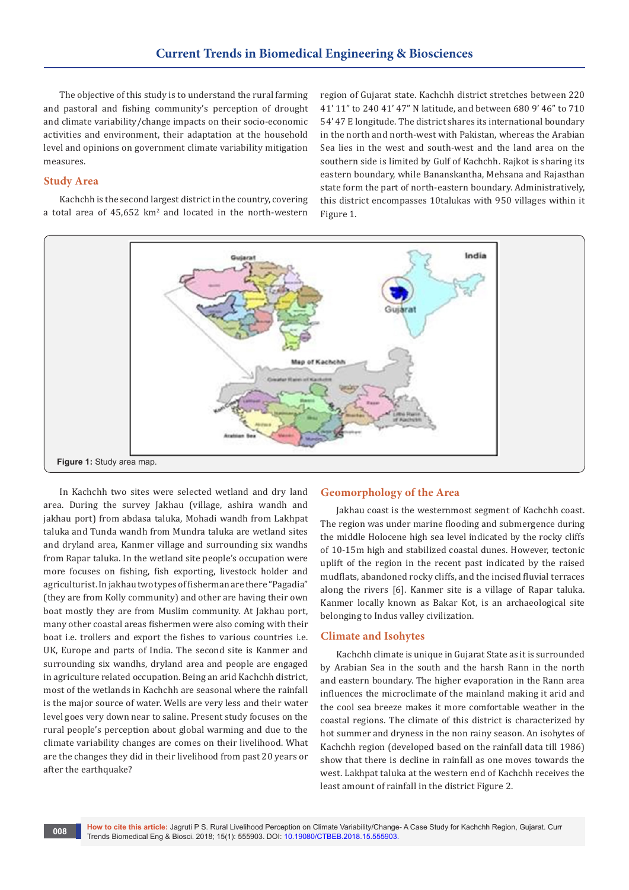The objective of this study is to understand the rural farming and pastoral and fishing community's perception of drought and climate variability/change impacts on their socio-economic activities and environment, their adaptation at the household level and opinions on government climate variability mitigation measures.

## Study Area

Kachchh is the second largest district in the country, covering a total area of 45,652 km$^2$ and located in the north-western region of Gujarat state. Kachchh district stretches between 220 41' 11" to 240 41' 47" N latitude, and between 680 9' 46" to 710 54' 47 E longitude. The district shares its international boundary in the north and north-west with Pakistan, whereas the Arabian Sea lies in the west and south-west and the land area on the southern side is limited by Gulf of Kachchh. Rajkot is sharing its eastern boundary, while Bananskantha, Mehsana and Rajasthan state form the part of north-eastern boundary. Administratively, this district encompasses 10talukas with 950 villages within it Figure 1.

**Figure 1:** Study area map.

In Kachchh two sites were selected wetland and dry land area. During the survey Jakhau (village, ashira wandh and jakhau port) from abdasa taluka, Mohadi wandh from Lakhpat taluka and Tunda wandh from Mundra taluka are wetland sites and dryland area, Kanmer village and surrounding six wandhs from Rapar taluka. In the wetland site people's occupation were more focuses on fishing, fish exporting, livestock holder and agriculturist. In jakhau two types of fisherman are there "Pagadia" (they are from Kolly community) and other are having their own boat mostly they are from Muslim community. At Jakhau port, many other coastal areas fishermen were also coming with their boat i.e. trollers and export the fishes to various countries i.e. UK, Europe and parts of India. The second site is Kanmer and surrounding six wandhs, dryland area and people are engaged in agriculture related occupation. Being an arid Kachchh district, most of the wetlands in Kachchh are seasonal where the rainfall is the major source of water. Wells are very less and their water level goes very down near to saline. Present study focuses on the rural people's perception about global warming and due to the climate variability changes are comes on their livelihood. What are the changes they did in their livelihood from past 20 years or after the earthquake?

## Geomorphology of the Area

Jakhau coast is the westernmost segment of Kachchh coast. The region was under marine flooding and submergence during the middle Holocene high sea level indicated by the rocky cliffs of 10-15m high and stabilized coastal dunes. However, tectonic uplift of the region in the recent past indicated by the raised mudflats, abandoned rocky cliffs, and the incised fluvial terraces along the rivers [6]. Kanmer site is a village of Rapar taluka. Kanmer locally known as Bakar Kot, is an archaeological site belonging to Indus valley civilization.

## Climate and Isohytes

Kachchh climate is unique in Gujarat State as it is surrounded by Arabian Sea in the south and the harsh Rann in the north and eastern boundary. The higher evaporation in the Rann area influences the microclimate of the mainland making it arid and the cool sea breeze makes it more comfortable weather in the coastal regions. The climate of this district is characterized by hot summer and dryness in the non rainy season. An isohytes of Kachchh region (developed based on the rainfall data till 1986) show that there is decline in rainfall as one moves towards the west. Lakhpat taluka at the western end of Kachchh receives the least amount of rainfall in the district Figure 2.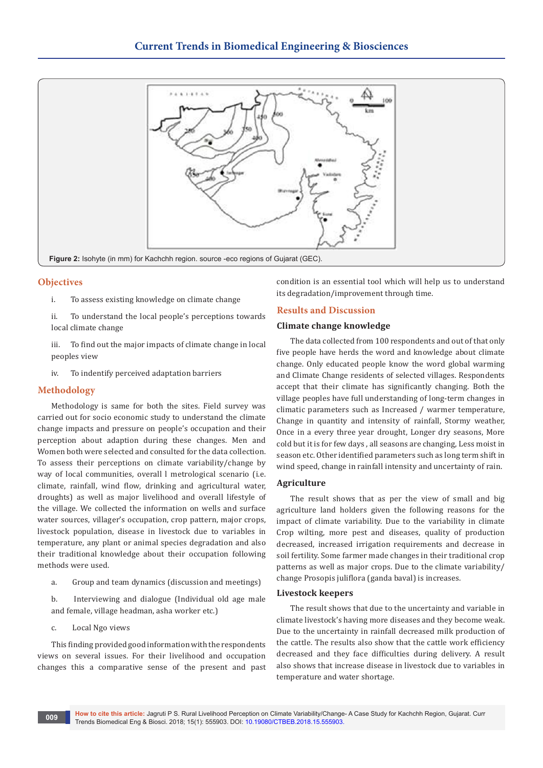**Figure 2:** Isohyte (in mm) for Kachchh region. source -eco regions of Gujarat (GEC).

## Objectives

i. To assess existing knowledge on climate change

ii. To understand the local people's perceptions towards local climate change

iii. To find out the major impacts of climate change in local peoples view

iv. To indentify perceived adaptation barriers

## Methodology

Methodology is same for both the sites. Field survey was carried out for socio economic study to understand the climate change impacts and pressure on people's occupation and their perception about adaption during these changes. Men and Women both were selected and consulted for the data collection. To assess their perceptions on climate variability/change by way of local communities, overall l metrological scenario (i.e. climate, rainfall, wind flow, drinking and agricultural water, droughts) as well as major livelihood and overall lifestyle of the village. We collected the information on wells and surface water sources, villager's occupation, crop pattern, major crops, livestock population, disease in livestock due to variables in temperature, any plant or animal species degradation and also their traditional knowledge about their occupation following methods were used.

a. Group and team dynamics (discussion and meetings)

b. Interviewing and dialogue (Individual old age male and female, village headman, asha worker etc.)

c. Local Ngo views

This finding provided good information with the respondents views on several issues. For their livelihood and occupation changes this a comparative sense of the present and past condition is an essential tool which will help us to understand its degradation/improvement through time.

## Results and Discussion

### Climate change knowledge

The data collected from 100 respondents and out of that only five people have herds the word and knowledge about climate change. Only educated people know the word global warming and Climate Change residents of selected villages. Respondents accept that their climate has significantly changing. Both the village peoples have full understanding of long-term changes in climatic parameters such as Increased / warmer temperature, Change in quantity and intensity of rainfall, Stormy weather, Once in a every three year drought, Longer dry seasons, More cold but it is for few days , all seasons are changing, Less moist in season etc. Other identified parameters such as long term shift in wind speed, change in rainfall intensity and uncertainty of rain.

### Agriculture

The result shows that as per the view of small and big agriculture land holders given the following reasons for the impact of climate variability. Due to the variability in climate Crop wilting, more pest and diseases, quality of production decreased, increased irrigation requirements and decrease in soil fertility. Some farmer made changes in their traditional crop patterns as well as major crops. Due to the climate variability/change Prosopis juliflora (ganda baval) is increases.

### Livestock keepers

The result shows that due to the uncertainty and variable in climate livestock's having more diseases and they become weak. Due to the uncertainty in rainfall decreased milk production of the cattle. The results also show that the cattle work efficiency decreased and they face difficulties during delivery. A result also shows that increase disease in livestock due to variables in temperature and water shortage.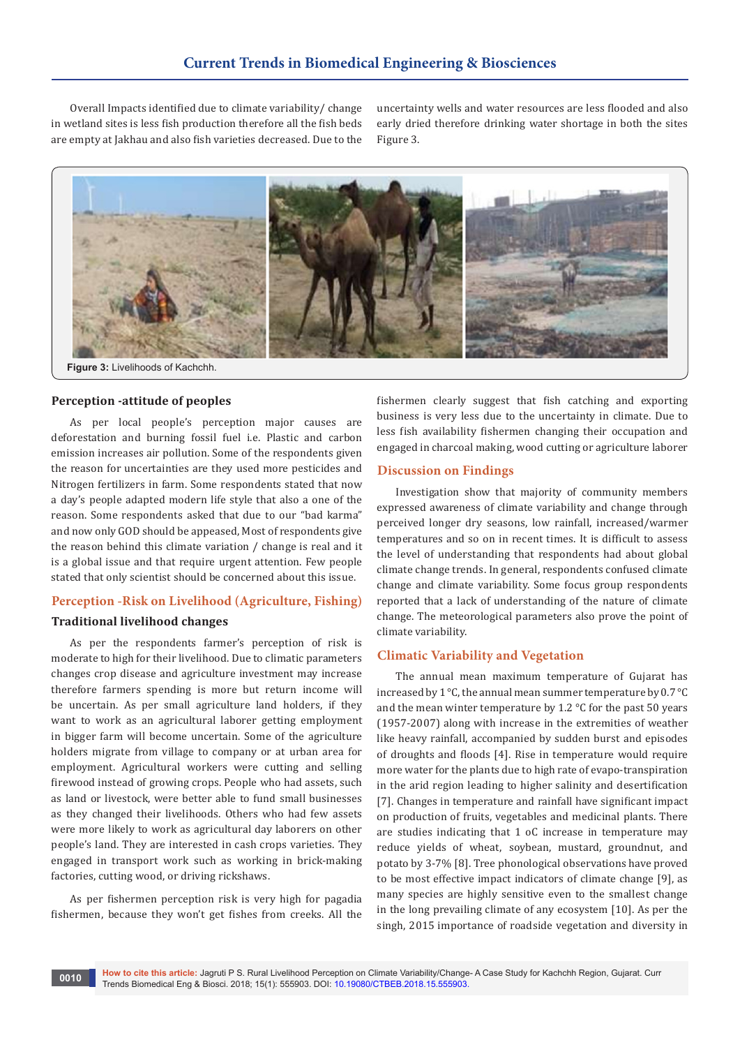Overall Impacts identified due to climate variability/ change in wetland sites is less fish production therefore all the fish beds are empty at Jakhau and also fish varieties decreased. Due to the uncertainty wells and water resources are less flooded and also early dried therefore drinking water shortage in both the sites Figure 3.

**Figure 3:** Livelihoods of Kachchh.

### Perception -attitude of peoples

As per local people's perception major causes are deforestation and burning fossil fuel i.e. Plastic and carbon emission increases air pollution. Some of the respondents given the reason for uncertainties are they used more pesticides and Nitrogen fertilizers in farm. Some respondents stated that now a day's people adapted modern life style that also a one of the reason. Some respondents asked that due to our "bad karma" and now only GOD should be appeased, Most of respondents give the reason behind this climate variation / change is real and it is a global issue and that require urgent attention. Few people stated that only scientist should be concerned about this issue.

## Perception -Risk on Livelihood (Agriculture, Fishing)

### Traditional livelihood changes

As per the respondents farmer's perception of risk is moderate to high for their livelihood. Due to climatic parameters changes crop disease and agriculture investment may increase therefore farmers spending is more but return income will be uncertain. As per small agriculture land holders, if they want to work as an agricultural laborer getting employment in bigger farm will become uncertain. Some of the agriculture holders migrate from village to company or at urban area for employment. Agricultural workers were cutting and selling firewood instead of growing crops. People who had assets, such as land or livestock, were better able to fund small businesses as they changed their livelihoods. Others who had few assets were more likely to work as agricultural day laborers on other people's land. They are interested in cash crops varieties. They engaged in transport work such as working in brick-making factories, cutting wood, or driving rickshaws.

As per fishermen perception risk is very high for pagadia fishermen, because they won't get fishes from creeks. All the fishermen clearly suggest that fish catching and exporting business is very less due to the uncertainty in climate. Due to less fish availability fishermen changing their occupation and engaged in charcoal making, wood cutting or agriculture laborer

## Discussion on Findings

Investigation show that majority of community members expressed awareness of climate variability and change through perceived longer dry seasons, low rainfall, increased/warmer temperatures and so on in recent times. It is difficult to assess the level of understanding that respondents had about global climate change trends. In general, respondents confused climate change and climate variability. Some focus group respondents reported that a lack of understanding of the nature of climate change. The meteorological parameters also prove the point of climate variability.

## Climatic Variability and Vegetation

The annual mean maximum temperature of Gujarat has increased by 1 °C, the annual mean summer temperature by 0.7 °C and the mean winter temperature by 1.2 °C for the past 50 years (1957-2007) along with increase in the extremities of weather like heavy rainfall, accompanied by sudden burst and episodes of droughts and floods [4]. Rise in temperature would require more water for the plants due to high rate of evapo-transpiration in the arid region leading to higher salinity and desertification [7]. Changes in temperature and rainfall have significant impact on production of fruits, vegetables and medicinal plants. There are studies indicating that 1 oC increase in temperature may reduce yields of wheat, soybean, mustard, groundnut, and potato by 3-7% [8]. Tree phonological observations have proved to be most effective impact indicators of climate change [9], as many species are highly sensitive even to the smallest change in the long prevailing climate of any ecosystem [10]. As per the singh, 2015 importance of roadside vegetation and diversity in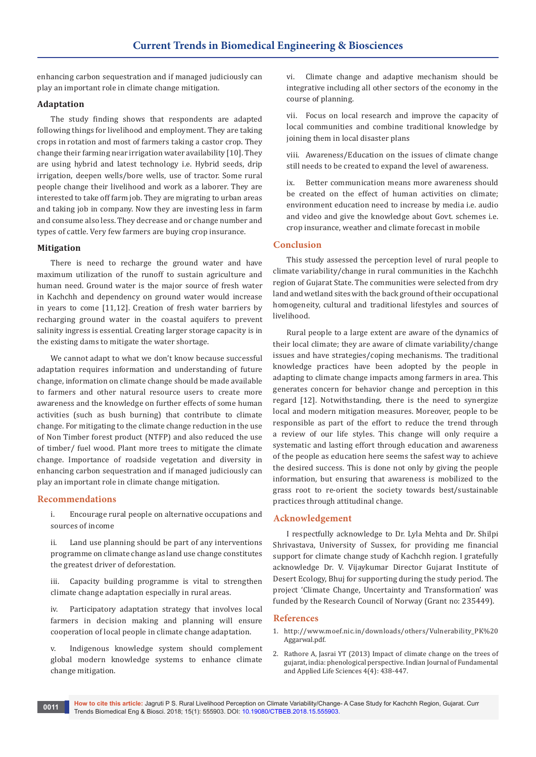enhancing carbon sequestration and if managed judiciously can play an important role in climate change mitigation.

### Adaptation

The study finding shows that respondents are adapted following things for livelihood and employment. They are taking crops in rotation and most of farmers taking a castor crop. They change their farming near irrigation water availability [10]. They are using hybrid and latest technology i.e. Hybrid seeds, drip irrigation, deepen wells/bore wells, use of tractor. Some rural people change their livelihood and work as a laborer. They are interested to take off farm job. They are migrating to urban areas and taking job in company. Now they are investing less in farm and consume also less. They decrease and or change number and types of cattle. Very few farmers are buying crop insurance.

### Mitigation

There is need to recharge the ground water and have maximum utilization of the runoff to sustain agriculture and human need. Ground water is the major source of fresh water in Kachchh and dependency on ground water would increase in years to come [11,12]. Creation of fresh water barriers by recharging ground water in the coastal aquifers to prevent salinity ingress is essential. Creating larger storage capacity is in the existing dams to mitigate the water shortage.

We cannot adapt to what we don't know because successful adaptation requires information and understanding of future change, information on climate change should be made available to farmers and other natural resource users to create more awareness and the knowledge on further effects of some human activities (such as bush burning) that contribute to climate change. For mitigating to the climate change reduction in the use of Non Timber forest product (NTFP) and also reduced the use of timber/ fuel wood. Plant more trees to mitigate the climate change. Importance of roadside vegetation and diversity in enhancing carbon sequestration and if managed judiciously can play an important role in climate change mitigation.

## Recommendations

i. Encourage rural people on alternative occupations and sources of income

ii. Land use planning should be part of any interventions programme on climate change as land use change constitutes the greatest driver of deforestation.

iii. Capacity building programme is vital to strengthen climate change adaptation especially in rural areas.

iv. Participatory adaptation strategy that involves local farmers in decision making and planning will ensure cooperation of local people in climate change adaptation.

v. Indigenous knowledge system should complement global modern knowledge systems to enhance climate change mitigation.

vi. Climate change and adaptive mechanism should be integrative including all other sectors of the economy in the course of planning.

vii. Focus on local research and improve the capacity of local communities and combine traditional knowledge by joining them in local disaster plans

viii. Awareness/Education on the issues of climate change still needs to be created to expand the level of awareness.

ix. Better communication means more awareness should be created on the effect of human activities on climate; environment education need to increase by media i.e. audio and video and give the knowledge about Govt. schemes i.e. crop insurance, weather and climate forecast in mobile

## Conclusion

This study assessed the perception level of rural people to climate variability/change in rural communities in the Kachchh region of Gujarat State. The communities were selected from dry land and wetland sites with the back ground of their occupational homogeneity, cultural and traditional lifestyles and sources of livelihood.

Rural people to a large extent are aware of the dynamics of their local climate; they are aware of climate variability/change issues and have strategies/coping mechanisms. The traditional knowledge practices have been adopted by the people in adapting to climate change impacts among farmers in area. This generates concern for behavior change and perception in this regard [12]. Notwithstanding, there is the need to synergize local and modern mitigation measures. Moreover, people to be responsible as part of the effort to reduce the trend through a review of our life styles. This change will only require a systematic and lasting effort through education and awareness of the people as education here seems the safest way to achieve the desired success. This is done not only by giving the people information, but ensuring that awareness is mobilized to the grass root to re-orient the society towards best/sustainable practices through attitudinal change.

## Acknowledgement

I respectfully acknowledge to Dr. Lyla Mehta and Dr. Shilpi Shrivastava, University of Sussex, for providing me financial support for climate change study of Kachchh region. I gratefully acknowledge Dr. V. Vijaykumar Director Gujarat Institute of Desert Ecology, Bhuj for supporting during the study period. The project 'Climate Change, Uncertainty and Transformation' was funded by the Research Council of Norway (Grant no: 235449).

## References

1. http://www.moef.nic.in/downloads/others/Vulnerability_PK%20Aggarwal.pdf.
2. Rathore A, Jasrai YT (2013) Impact of climate change on the trees of gujarat, india: phenological perspective. Indian Journal of Fundamental and Applied Life Sciences 4(4): 438-447.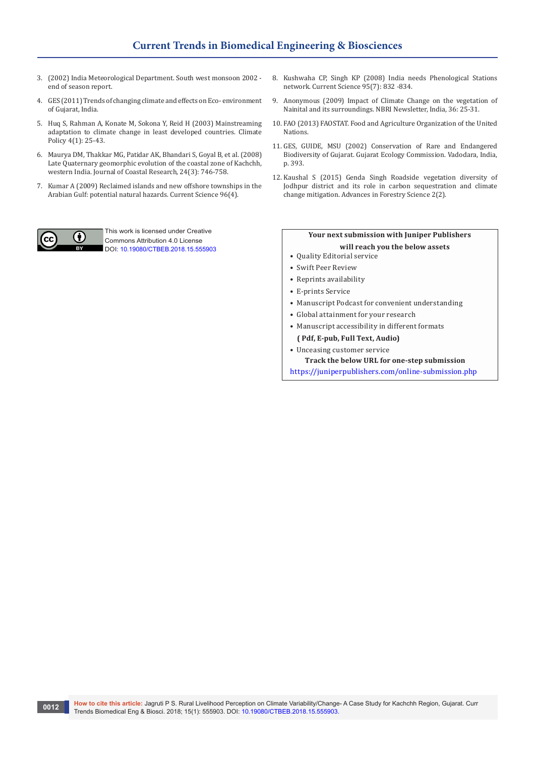3. (2002) India Meteorological Department. South west monsoon 2002 - end of season report.
4. GES (2011) Trends of changing climate and effects on Eco- environment of Gujarat, India.
5. Huq S, Rahman A, Konate M, Sokona Y, Reid H (2003) Mainstreaming adaptation to climate change in least developed countries. Climate Policy 4(1): 25-43.
6. Maurya DM, Thakkar MG, Patidar AK, Bhandari S, Goyal B, et al. (2008) Late Quaternary geomorphic evolution of the coastal zone of Kachchh, western India. Journal of Coastal Research, 24(3): 746-758.
7. Kumar A (2009) Reclaimed islands and new offshore townships in the Arabian Gulf: potential natural hazards. Current Science 96(4).
8. Kushwaha CP, Singh KP (2008) India needs Phenological Stations network. Current Science 95(7): 832 -834.
9. Anonymous (2009) Impact of Climate Change on the vegetation of Nainital and its surroundings. NBRI Newsletter, India, 36: 25-31.
10. FAO (2013) FAOSTAT. Food and Agriculture Organization of the United Nations.
11. GES, GUIDE, MSU (2002) Conservation of Rare and Endangered Biodiversity of Gujarat. Gujarat Ecology Commission. Vadodara, India, p. 393.
12. Kaushal S (2015) Genda Singh Roadside vegetation diversity of Jodhpur district and its role in carbon sequestration and climate change mitigation. Advances in Forestry Science 2(2).

This work is licensed under Creative Commons Attribution 4.0 License
DOI: 10.19080/CTBEB.2018.15.555903

**Your next submission with Juniper Publishers will reach you the below assets**

- Quality Editorial service
- Swift Peer Review
- Reprints availability
- E-prints Service
- Manuscript Podcast for convenient understanding
- Global attainment for your research
- Manuscript accessibility in different formats
  **( Pdf, E-pub, Full Text, Audio)**
- Unceasing customer service

**Track the below URL for one-step submission**
https://juniperpublishers.com/online-submission.php

**How to cite this article:** Jagruti P S. Rural Livelihood Perception on Climate Variability/Change- A Case Study for Kachchh Region, Gujarat. Curr Trends Biomedical Eng & Biosci. 2018; 15(1): 555903. DOI: 10.19080/CTBEB.2018.15.555903.